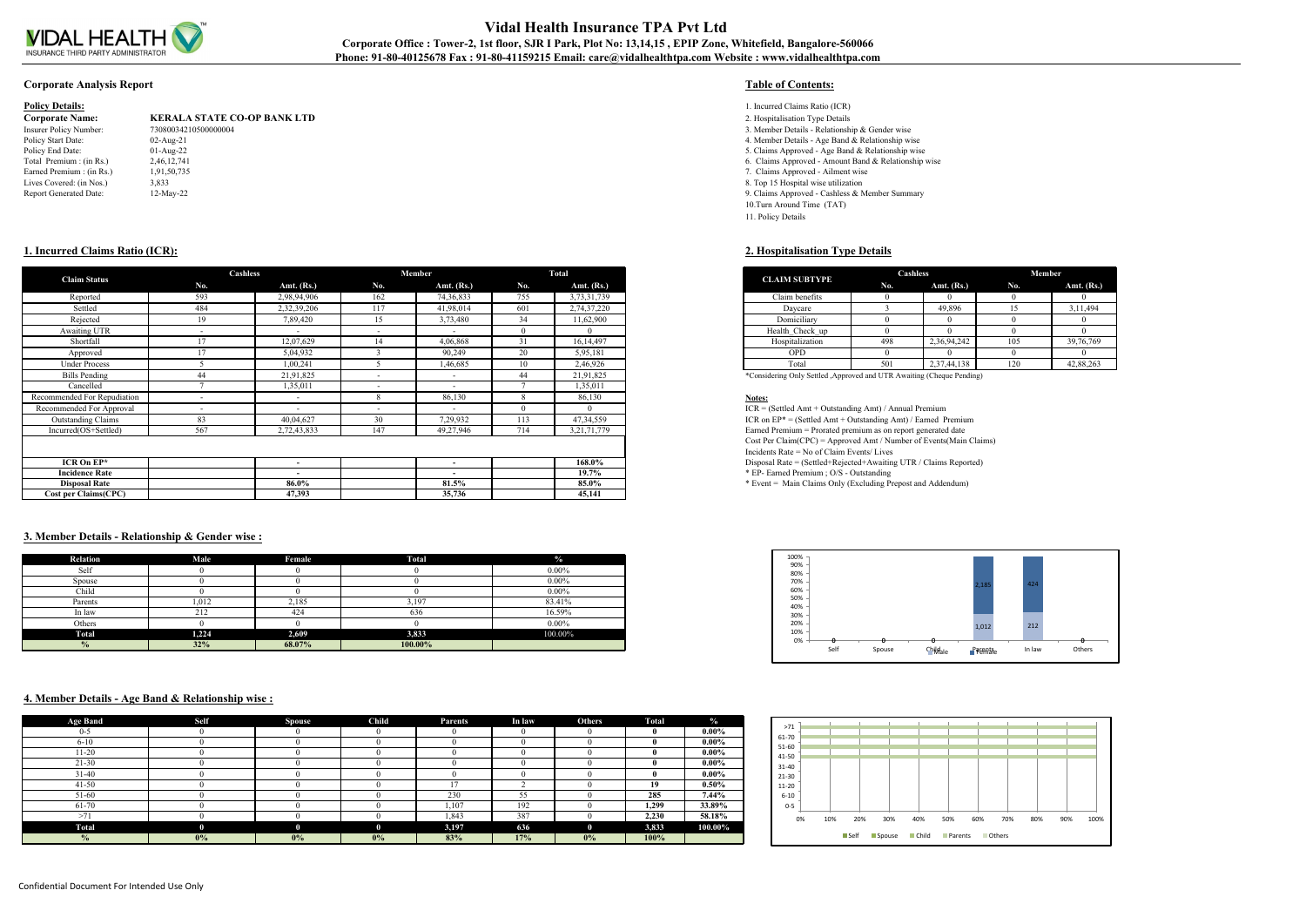# Vidal Health Insurance TPA Pvt Ltd

**Corporate Office : Tower-2, 1st floor, SJR I Park, Plot No: 13,14,15 , EPIP Zone, Whitefield, Bangalore-560066**

**Phone: 91-80-40125678 Fax : 91-80-41159215 Email: care@vidalhealthtpa.com Website : www.vidalhealthtpa.com**

## Corporate Analysis Report

**Policy Details:**

| | |
|---|---|
| **Corporate Name:** | **KERALA STATE CO-OP BANK LTD** |
| Insurer Policy Number: | 73080034210500000004 |
| Policy Start Date: | 02-Aug-21 |
| Policy End Date: | 01-Aug-22 |
| Total Premium : (in Rs.) | 2,46,12,741 |
| Earned Premium : (in Rs.) | 1,91,50,735 |
| Lives Covered: (in Nos.) | 3,833 |
| Report Generated Date: | 12-May-22 |

**Table of Contents:**

1. Incurred Claims Ratio (ICR)
2. Hospitalisation Type Details
3. Member Details - Relationship & Gender wise
4. Member Details - Age Band & Relationship wise
5. Claims Approved - Age Band & Relationship wise
6. Claims Approved - Amount Band & Relationship wise
7. Claims Approved - Ailment wise
8. Top 15 Hospital wise utilization
9. Claims Approved - Cashless & Member Summary
10. Turn Around Time (TAT)
11. Policy Details

## 1. Incurred Claims Ratio (ICR):

| Claim Status | Cashless | | Member | | Total | |
|---|---|---|---|---|---|---|
| | No. | Amt. (Rs.) | No. | Amt. (Rs.) | No. | Amt. (Rs.) |
| Reported | 593 | 2,98,94,906 | 162 | 74,36,833 | 755 | 3,73,31,739 |
| Settled | 484 | 2,32,39,206 | 117 | 41,98,014 | 601 | 2,74,37,220 |
| Rejected | 19 | 7,89,420 | 15 | 3,73,480 | 34 | 11,62,900 |
| Awaiting UTR | - | - | - | - | 0 | 0 |
| Shortfall | 17 | 12,07,629 | 14 | 4,06,868 | 31 | 16,14,497 |
| Approved | 17 | 5,04,932 | 3 | 90,249 | 20 | 5,95,181 |
| Under Process | 5 | 1,00,241 | 5 | 1,46,685 | 10 | 2,46,926 |
| Bills Pending | 44 | 21,91,825 | - | - | 44 | 21,91,825 |
| Cancelled | 7 | 1,35,011 | - | - | 7 | 1,35,011 |
| Recommended For Repudiation | - | - | 8 | 86,130 | 8 | 86,130 |
| Recommended For Approval | - | - | - | - | 0 | 0 |
| Outstanding Claims | 83 | 40,04,627 | 30 | 7,29,932 | 113 | 47,34,559 |
| Incurred(OS+Settled) | 567 | 2,72,43,833 | 147 | 49,27,946 | 714 | 3,21,71,779 |
| **ICR On EP*** | | - | | - | | **168.0%** |
| **Incidence Rate** | | - | | - | | **19.7%** |
| **Disposal Rate** | | **86.0%** | | **81.5%** | | **85.0%** |
| **Cost per Claims(CPC)** | | **47,393** | | **35,736** | | **45,141** |

## 2. Hospitalisation Type Details

| CLAIM SUBTYPE | Cashless | | Member | |
|---|---|---|---|---|
| | No. | Amt. (Rs.) | No. | Amt. (Rs.) |
| Claim benefits | 0 | 0 | 0 | 0 |
| Daycare | 3 | 49,896 | 15 | 3,11,494 |
| Domiciliary | 0 | 0 | 0 | 0 |
| Health_Check_up | 0 | 0 | 0 | 0 |
| Hospitalization | 498 | 2,36,94,242 | 105 | 39,76,769 |
| OPD | 0 | 0 | 0 | 0 |
| Total | 501 | 2,37,44,138 | 120 | 42,88,263 |

*Considering Only Settled ,Approved and UTR Awaiting (Cheque Pending)

**Notes:**

ICR = (Settled Amt + Outstanding Amt) / Annual Premium

ICR on EP* = (Settled Amt + Outstanding Amt) / Earned Premium

Earned Premium = Prorated premium as on report generated date

Cost Per Claim(CPC) = Approved Amt / Number of Events(Main Claims)

Incidents Rate = No of Claim Events/ Lives

Disposal Rate = (Settled+Rejected+Awaiting UTR / Claims Reported)

* EP- Earned Premium ; O/S - Outstanding

* Event = Main Claims Only (Excluding Prepost and Addendum)

## 3. Member Details - Relationship & Gender wise :

| Relation | Male | Female | Total | % |
|---|---|---|---|---|
| Self | 0 | 0 | 0 | 0.00% |
| Spouse | 0 | 0 | 0 | 0.00% |
| Child | 0 | 0 | 0 | 0.00% |
| Parents | 1,012 | 2,185 | 3,197 | 83.41% |
| In law | 212 | 424 | 636 | 16.59% |
| Others | 0 | 0 | 0 | 0.00% |
| **Total** | **1,224** | **2,609** | **3,833** | 100.00% |
| **%** | **32%** | **68.07%** | **100.00%** | |

## 4. Member Details - Age Band & Relationship wise :

| Age Band | Self | Spouse | Child | Parents | In law | Others | Total | % |
|---|---|---|---|---|---|---|---|---|
| 0-5 | 0 | 0 | 0 | 0 | 0 | 0 | **0** | **0.00%** |
| 6-10 | 0 | 0 | 0 | 0 | 0 | 0 | **0** | **0.00%** |
| 11-20 | 0 | 0 | 0 | 0 | 0 | 0 | **0** | **0.00%** |
| 21-30 | 0 | 0 | 0 | 0 | 0 | 0 | **0** | **0.00%** |
| 31-40 | 0 | 0 | 0 | 0 | 0 | 0 | **0** | **0.00%** |
| 41-50 | 0 | 0 | 0 | 17 | 2 | 0 | **19** | **0.50%** |
| 51-60 | 0 | 0 | 0 | 230 | 55 | 0 | **285** | **7.44%** |
| 61-70 | 0 | 0 | 0 | 1,107 | 192 | 0 | **1,299** | **33.89%** |
| >71 | 0 | 0 | 0 | 1,843 | 387 | 0 | **2,230** | **58.18%** |
| **Total** | **0** | **0** | **0** | **3,197** | **636** | **0** | **3,833** | **100.00%** |
| **%** | **0%** | **0%** | **0%** | **83%** | **17%** | **0%** | **100%** | |

Confidential Document For Intended Use Only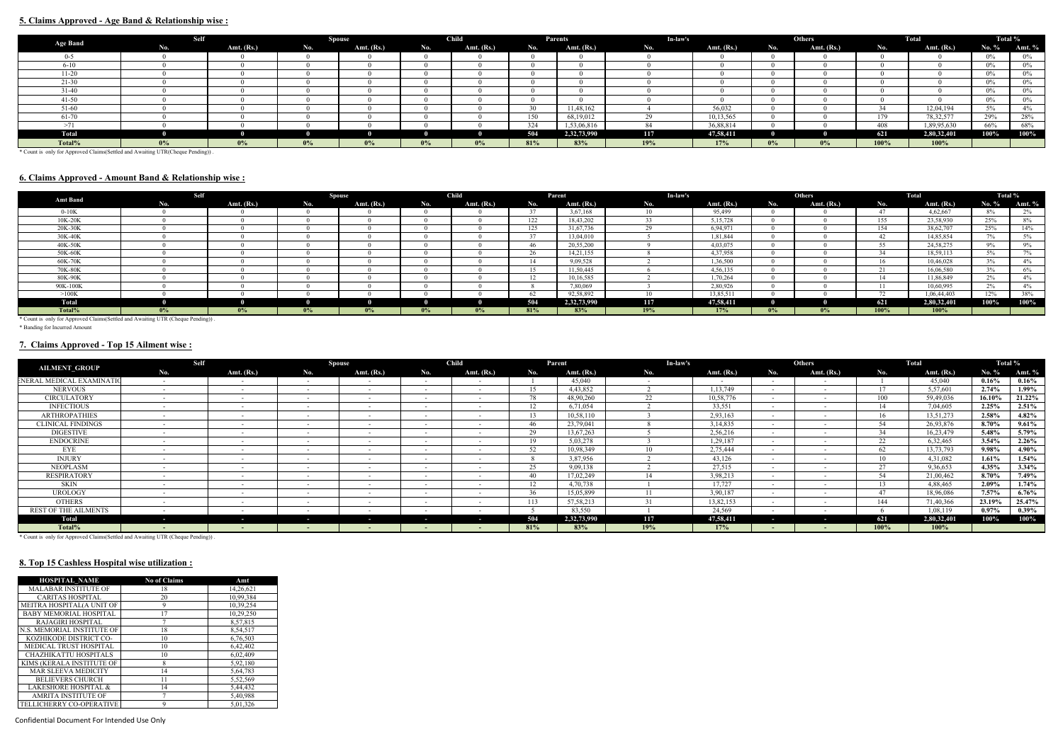## 5. Claims Approved - Age Band & Relationship wise :

| Age Band | Self | | Spouse | | Child | | Parents | | In-law's | | Others | | Total | | Total % | |
|---|---|---|---|---|---|---|---|---|---|---|---|---|---|---|---|---|
| | No. | Amt. (Rs.) | No. | Amt. (Rs.) | No. | Amt. (Rs.) | No. | Amt. (Rs.) | No. | Amt. (Rs.) | No. | Amt. (Rs.) | No. | Amt. (Rs.) | No. % | Amt. % |
| 0-5 | 0 | 0 | 0 | 0 | 0 | 0 | 0 | 0 | 0 | 0 | 0 | 0 | 0 | 0 | 0% | 0% |
| 6-10 | 0 | 0 | 0 | 0 | 0 | 0 | 0 | 0 | 0 | 0 | 0 | 0 | 0 | 0 | 0% | 0% |
| 11-20 | 0 | 0 | 0 | 0 | 0 | 0 | 0 | 0 | 0 | 0 | 0 | 0 | 0 | 0 | 0% | 0% |
| 21-30 | 0 | 0 | 0 | 0 | 0 | 0 | 0 | 0 | 0 | 0 | 0 | 0 | 0 | 0 | 0% | 0% |
| 31-40 | 0 | 0 | 0 | 0 | 0 | 0 | 0 | 0 | 0 | 0 | 0 | 0 | 0 | 0 | 0% | 0% |
| 41-50 | 0 | 0 | 0 | 0 | 0 | 0 | 0 | 0 | 0 | 0 | 0 | 0 | 0 | 0 | 0% | 0% |
| 51-60 | 0 | 0 | 0 | 0 | 0 | 0 | 30 | 11,48,162 | 4 | 56,032 | 0 | 0 | 34 | 12,04,194 | 5% | 4% |
| 61-70 | 0 | 0 | 0 | 0 | 0 | 0 | 150 | 68,19,012 | 29 | 10,13,565 | 0 | 0 | 179 | 78,32,577 | 29% | 28% |
| >71 | 0 | 0 | 0 | 0 | 0 | 0 | 324 | 1,53,06,816 | 84 | 36,88,814 | 0 | 0 | 408 | 1,89,95,630 | 66% | 68% |
| **Total** | **0** | **0** | **0** | **0** | **0** | **0** | **504** | **2,32,73,990** | **117** | **47,58,411** | **0** | **0** | **621** | **2,80,32,401** | **100%** | **100%** |
| **Total%** | **0%** | **0%** | **0%** | **0%** | **0%** | **0%** | **81%** | **83%** | **19%** | **17%** | **0%** | **0%** | **100%** | **100%** | | |

* Count is only for Approved Claims(Settled and Awaiting UTR(Cheque Pending)) .

## 6. Claims Approved - Amount Band & Relationship wise :

| Amt Band | Self | | Spouse | | Child | | Parent | | In-law's | | Others | | Total | | Total % | |
|---|---|---|---|---|---|---|---|---|---|---|---|---|---|---|---|---|
| | No. | Amt. (Rs.) | No. | Amt. (Rs.) | No. | Amt. (Rs.) | No. | Amt. (Rs.) | No. | Amt. (Rs.) | No. | Amt. (Rs.) | No. | Amt. (Rs.) | No. % | Amt. % |
| 0-10K | 0 | 0 | 0 | 0 | 0 | 0 | 37 | 3,67,168 | 10 | 95,499 | 0 | 0 | 47 | 4,62,667 | 8% | 2% |
| 10K-20K | 0 | 0 | 0 | 0 | 0 | 0 | 122 | 18,43,202 | 33 | 5,15,728 | 0 | 0 | 155 | 23,58,930 | 25% | 8% |
| 20K-30K | 0 | 0 | 0 | 0 | 0 | 0 | 125 | 31,67,736 | 29 | 6,94,971 | 0 | 0 | 154 | 38,62,707 | 25% | 14% |
| 30K-40K | 0 | 0 | 0 | 0 | 0 | 0 | 37 | 13,04,010 | 5 | 1,81,844 | 0 | 0 | 42 | 14,85,854 | 7% | 5% |
| 40K-50K | 0 | 0 | 0 | 0 | 0 | 0 | 46 | 20,55,200 | 9 | 4,03,075 | 0 | 0 | 55 | 24,58,275 | 9% | 9% |
| 50K-60K | 0 | 0 | 0 | 0 | 0 | 0 | 26 | 14,21,155 | 8 | 4,37,958 | 0 | 0 | 34 | 18,59,113 | 5% | 7% |
| 60K-70K | 0 | 0 | 0 | 0 | 0 | 0 | 14 | 9,09,528 | 2 | 1,36,500 | 0 | 0 | 16 | 10,46,028 | 3% | 4% |
| 70K-80K | 0 | 0 | 0 | 0 | 0 | 0 | 15 | 11,50,445 | 6 | 4,56,135 | 0 | 0 | 21 | 16,06,580 | 3% | 6% |
| 80K-90K | 0 | 0 | 0 | 0 | 0 | 0 | 12 | 10,16,585 | 2 | 1,70,264 | 0 | 0 | 14 | 11,86,849 | 2% | 4% |
| 90K-100K | 0 | 0 | 0 | 0 | 0 | 0 | 8 | 7,80,069 | 3 | 2,80,926 | 0 | 0 | 11 | 10,60,995 | 2% | 4% |
| >100K | 0 | 0 | 0 | 0 | 0 | 0 | 62 | 92,58,892 | 10 | 13,85,511 | 0 | 0 | 72 | 1,06,44,403 | 12% | 38% |
| **Total** | **0** | **0** | **0** | **0** | **0** | **0** | **504** | **2,32,73,990** | **117** | **47,58,411** | **0** | **0** | **621** | **2,80,32,401** | **100%** | **100%** |
| **Total%** | **0%** | **0%** | **0%** | **0%** | **0%** | **0%** | **81%** | **83%** | **19%** | **17%** | **0%** | **0%** | **100%** | **100%** | | |

* Count is only for Approved Claims(Settled and Awaiting UTR (Cheque Pending)) .

* Banding for Incurred Amount

## 7. Claims Approved - Top 15 Ailment wise :

| AILMENT_GROUP | Self | | Spouse | | Child | | Parent | | In-law's | | Others | | Total | | Total % | |
|---|---|---|---|---|---|---|---|---|---|---|---|---|---|---|---|---|
| | No. | Amt. (Rs.) | No. | Amt. (Rs.) | No. | Amt. (Rs.) | No. | Amt. (Rs.) | No. | Amt. (Rs.) | No. | Amt. (Rs.) | No. | Amt. (Rs.) | No. % | Amt. % |
| ENERAL MEDICAL EXAMINATIO | - | - | - | - | - | - | 1 | 45,040 | - | - | - | - | 1 | 45,040 | 0.16% | 0.16% |
| NERVOUS | - | - | - | - | - | - | 15 | 4,43,852 | 2 | 1,13,749 | - | - | 17 | 5,57,601 | 2.74% | 1.99% |
| CIRCULATORY | - | - | - | - | - | - | 78 | 48,90,260 | 22 | 10,58,776 | - | - | 100 | 59,49,036 | 16.10% | 21.22% |
| INFECTIOUS | - | - | - | - | - | - | 12 | 6,71,054 | 2 | 33,551 | - | - | 14 | 7,04,605 | 2.25% | 2.51% |
| ARTHROPATHIES | - | - | - | - | - | - | 13 | 10,58,110 | 3 | 2,93,163 | - | - | 16 | 13,51,273 | 2.58% | 4.82% |
| CLINICAL FINDINGS | - | - | - | - | - | - | 46 | 23,79,041 | 8 | 3,14,835 | - | - | 54 | 26,93,876 | 8.70% | 9.61% |
| DIGESTIVE | - | - | - | - | - | - | 29 | 13,67,263 | 5 | 2,56,216 | - | - | 34 | 16,23,479 | 5.48% | 5.79% |
| ENDOCRINE | - | - | - | - | - | - | 19 | 5,03,278 | 3 | 1,29,187 | - | - | 22 | 6,32,465 | 3.54% | 2.26% |
| EYE | - | - | - | - | - | - | 52 | 10,98,349 | 10 | 2,75,444 | - | - | 62 | 13,73,793 | 9.98% | 4.90% |
| INJURY | - | - | - | - | - | - | 8 | 3,87,956 | 2 | 43,126 | - | - | 10 | 4,31,082 | 1.61% | 1.54% |
| NEOPLASM | - | - | - | - | - | - | 25 | 9,09,138 | 2 | 27,515 | - | - | 27 | 9,36,653 | 4.35% | 3.34% |
| RESPIRATORY | - | - | - | - | - | - | 40 | 17,02,249 | 14 | 3,98,213 | - | - | 54 | 21,00,462 | 8.70% | 7.49% |
| SKIN | - | - | - | - | - | - | 12 | 4,70,738 | 1 | 17,727 | - | - | 13 | 4,88,465 | 2.09% | 1.74% |
| UROLOGY | - | - | - | - | - | - | 36 | 15,05,899 | 11 | 3,90,187 | - | - | 47 | 18,96,086 | 7.57% | 6.76% |
| OTHERS | - | - | - | - | - | - | 113 | 57,58,213 | 31 | 13,82,153 | - | - | 144 | 71,40,366 | 23.19% | 25.47% |
| REST OF THE AILMENTS | - | - | - | - | - | - | 5 | 83,550 | 1 | 24,569 | - | - | 6 | 1,08,119 | 0.97% | 0.39% |
| **Total** | **-** | **-** | **-** | **-** | **-** | **-** | **504** | **2,32,73,990** | **117** | **47,58,411** | **-** | **-** | **621** | **2,80,32,401** | **100%** | **100%** |
| **Total%** | **-** | **-** | **-** | **-** | **-** | **-** | **81%** | **83%** | **19%** | **17%** | **-** | **-** | **100%** | **100%** | | |

* Count is only for Approved Claims(Settled and Awaiting UTR (Cheque Pending)) .

## 8. Top 15 Cashless Hospital wise utilization :

| HOSPITAL_NAME | No of Claims | Amt |
|---|---|---|
| MALABAR INSTITUTE OF | 18 | 14,26,621 |
| CARITAS HOSPITAL | 20 | 10,99,384 |
| MEITRA HOSPITAL(A UNIT OF | 9 | 10,39,254 |
| BABY MEMORIAL HOSPITAL | 17 | 10,29,250 |
| RAJAGIRI HOSPITAL | 7 | 8,57,815 |
| N.S. MEMORIAL INSTITUTE OF | 18 | 8,54,517 |
| KOZHIKODE DISTRICT CO- | 10 | 6,76,503 |
| MEDICAL TRUST HOSPITAL | 10 | 6,42,402 |
| CHAZHIKATTU HOSPITALS | 10 | 6,02,409 |
| KIMS (KERALA INSTITUTE OF | 8 | 5,92,180 |
| MAR SLEEVA MEDICITY | 14 | 5,64,783 |
| BELIEVERS CHURCH | 11 | 5,52,569 |
| LAKESHORE HOSPITAL & | 14 | 5,44,432 |
| AMRITA INSTITUTE OF | 7 | 5,40,988 |
| TELLICHERRY CO-OPERATIVE | 9 | 5,01,326 |

Confidential Document For Intended Use Only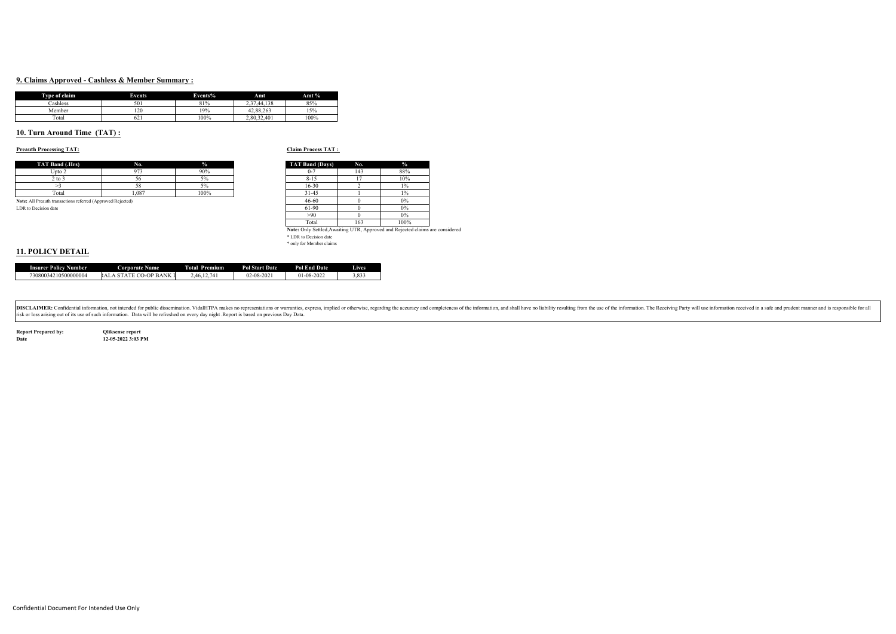## 9. Claims Approved - Cashless & Member Summary :

| Type of claim | Events | Events% | Amt | Amt % |
|---|---|---|---|---|
| Cashless | 501 | 81% | 2,37,44,138 | 85% |
| Member | 120 | 19% | 42,88,263 | 15% |
| Total | 621 | 100% | 2,80,32,401 | 100% |

## 10. Turn Around Time (TAT) :

**Preauth Processing TAT:**

| TAT Band (.Hrs) | No. | % |
|---|---|---|
| Upto 2 | 973 | 90% |
| 2 to 3 | 56 | 5% |
| >3 | 58 | 5% |
| Total | 1,087 | 100% |

**Note:** All Preauth transactions referred (Approved/Rejected)

LDR to Decision date

**Claim Process TAT :**

| TAT Band (Days) | No. | % |
|---|---|---|
| 0-7 | 143 | 88% |
| 8-15 | 17 | 10% |
| 16-30 | 2 | 1% |
| 31-45 | 1 | 1% |
| 46-60 | 0 | 0% |
| 61-90 | 0 | 0% |
| >90 | 0 | 0% |
| Total | 163 | 100% |

**Note:** Only Settled,Awaiting UTR, Approved and Rejected claims are considered

* LDR to Decision date

* only for Member claims

## 11. POLICY DETAIL

| Insurer Policy Number | Corporate Name | Total Premium | Pol Start Date | Pol End Date | Lives |
|---|---|---|---|---|---|
| 73080034210500000004 | LALA STATE CO-OP BANK L | 2,46,12,741 | 02-08-2021 | 01-08-2022 | 3,833 |

**DISCLAIMER:** Confidential information, not intended for public dissemination. VidalHTPA makes no representations or warranties, express, implied or otherwise, regarding the accuracy and completeness of the information, and shall have no liability resulting from the use of the information. The Receiving Party will use information received in a safe and prudent manner and is responsible for all risk or loss arising out of its use of such information. Data will be refreshed on every day night .Report is based on previous Day Data.

**Report Prepared by:** **Qliksense report**

**Date** **12-05-2022 3:03 PM**

Confidential Document For Intended Use Only